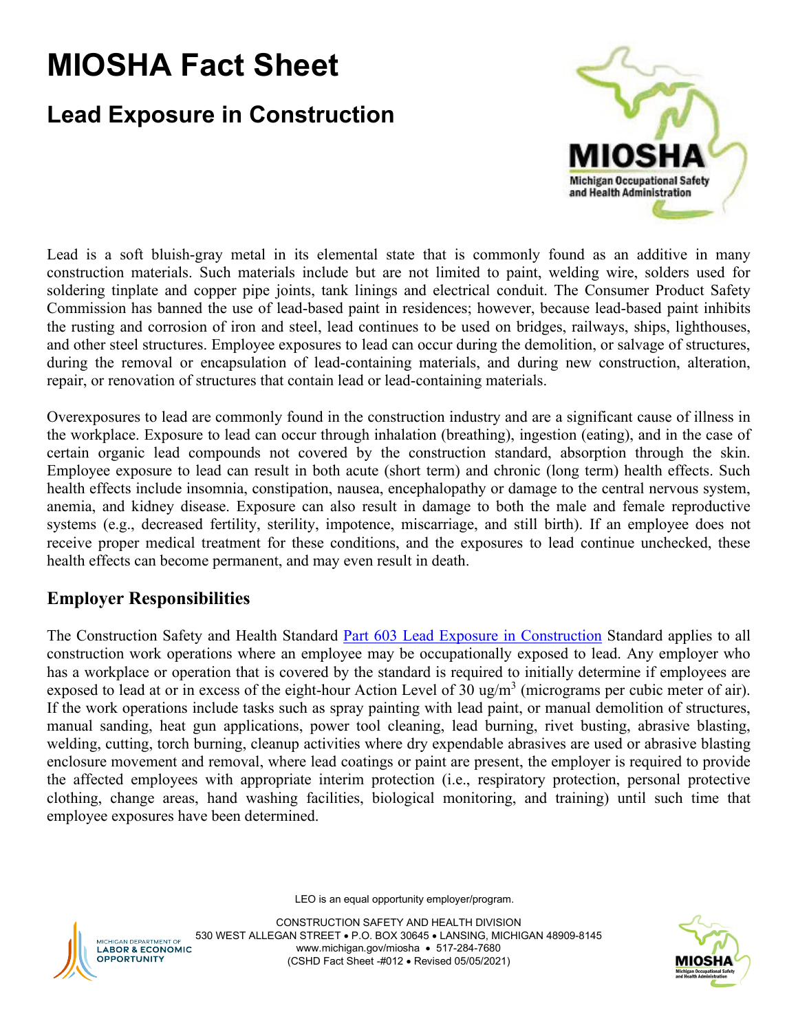# MIOSHA Fact Sheet

## Lead Exposure in Construction

Lead is a soft bluish-gray metal in its elemental state that is commonly found as an additive in many construction materials. Such materials include but are not limited to paint, welding wire, solders used for soldering tinplate and copper pipe joints, tank linings and electrical conduit. The Consumer Product Safety Commission has banned the use of lead-based paint in residences; however, because lead-based paint inhibits the rusting and corrosion of iron and steel, lead continues to be used on bridges, railways, ships, lighthouses, and other steel structures. Employee exposures to lead can occur during the demolition, or salvage of structures, during the removal or encapsulation of lead-containing materials, and during new construction, alteration, repair, or renovation of structures that contain lead or lead-containing materials.

Overexposures to lead are commonly found in the construction industry and are a significant cause of illness in the workplace. Exposure to lead can occur through inhalation (breathing), ingestion (eating), and in the case of certain organic lead compounds not covered by the construction standard, absorption through the skin. Employee exposure to lead can result in both acute (short term) and chronic (long term) health effects. Such health effects include insomnia, constipation, nausea, encephalopathy or damage to the central nervous system, anemia, and kidney disease. Exposure can also result in damage to both the male and female reproductive systems (e.g., decreased fertility, sterility, impotence, miscarriage, and still birth). If an employee does not receive proper medical treatment for these conditions, and the exposures to lead continue unchecked, these health effects can become permanent, and may even result in death.

### Employer Responsibilities

The Construction Safety and Health Standard Part 603 Lead Exposure in Construction Standard applies to all construction work operations where an employee may be occupationally exposed to lead. Any employer who has a workplace or operation that is covered by the standard is required to initially determine if employees are exposed to lead at or in excess of the eight-hour Action Level of 30 ug/m$^3$ (micrograms per cubic meter of air). If the work operations include tasks such as spray painting with lead paint, or manual demolition of structures, manual sanding, heat gun applications, power tool cleaning, lead burning, rivet busting, abrasive blasting, welding, cutting, torch burning, cleanup activities where dry expendable abrasives are used or abrasive blasting enclosure movement and removal, where lead coatings or paint are present, the employer is required to provide the affected employees with appropriate interim protection (i.e., respiratory protection, personal protective clothing, change areas, hand washing facilities, biological monitoring, and training) until such time that employee exposures have been determined.

LEO is an equal opportunity employer/program.

CONSTRUCTION SAFETY AND HEALTH DIVISION
530 WEST ALLEGAN STREET • P.O. BOX 30645 • LANSING, MICHIGAN 48909-8145
www.michigan.gov/miosha • 517-284-7680
(CSHD Fact Sheet -#012 • Revised 05/05/2021)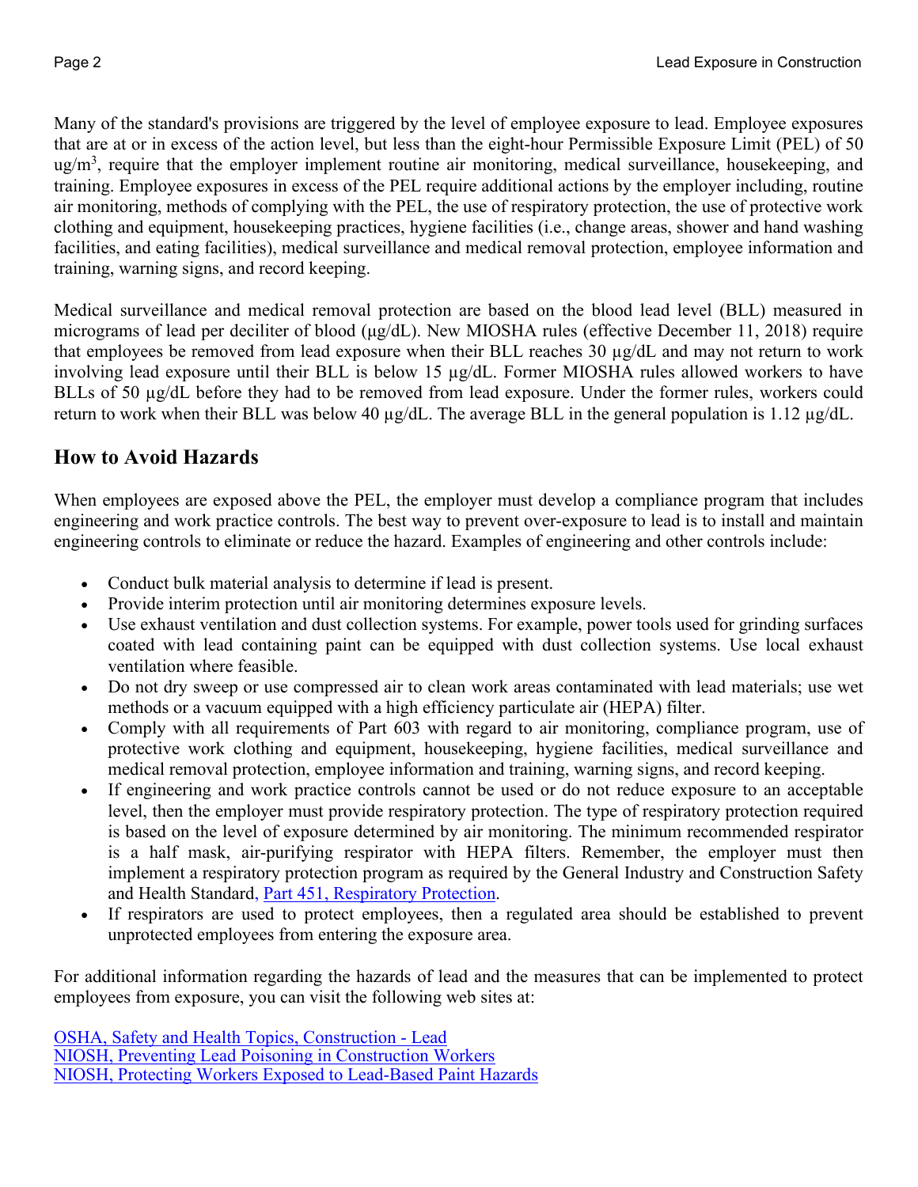Many of the standard's provisions are triggered by the level of employee exposure to lead. Employee exposures that are at or in excess of the action level, but less than the eight-hour Permissible Exposure Limit (PEL) of 50 ug/m$^3$, require that the employer implement routine air monitoring, medical surveillance, housekeeping, and training. Employee exposures in excess of the PEL require additional actions by the employer including, routine air monitoring, methods of complying with the PEL, the use of respiratory protection, the use of protective work clothing and equipment, housekeeping practices, hygiene facilities (i.e., change areas, shower and hand washing facilities, and eating facilities), medical surveillance and medical removal protection, employee information and training, warning signs, and record keeping.

Medical surveillance and medical removal protection are based on the blood lead level (BLL) measured in micrograms of lead per deciliter of blood (µg/dL). New MIOSHA rules (effective December 11, 2018) require that employees be removed from lead exposure when their BLL reaches 30 µg/dL and may not return to work involving lead exposure until their BLL is below 15 µg/dL. Former MIOSHA rules allowed workers to have BLLs of 50 µg/dL before they had to be removed from lead exposure. Under the former rules, workers could return to work when their BLL was below 40 µg/dL. The average BLL in the general population is 1.12 µg/dL.

## How to Avoid Hazards

When employees are exposed above the PEL, the employer must develop a compliance program that includes engineering and work practice controls. The best way to prevent over-exposure to lead is to install and maintain engineering controls to eliminate or reduce the hazard. Examples of engineering and other controls include:

- Conduct bulk material analysis to determine if lead is present.
- Provide interim protection until air monitoring determines exposure levels.
- Use exhaust ventilation and dust collection systems. For example, power tools used for grinding surfaces coated with lead containing paint can be equipped with dust collection systems. Use local exhaust ventilation where feasible.
- Do not dry sweep or use compressed air to clean work areas contaminated with lead materials; use wet methods or a vacuum equipped with a high efficiency particulate air (HEPA) filter.
- Comply with all requirements of Part 603 with regard to air monitoring, compliance program, use of protective work clothing and equipment, housekeeping, hygiene facilities, medical surveillance and medical removal protection, employee information and training, warning signs, and record keeping.
- If engineering and work practice controls cannot be used or do not reduce exposure to an acceptable level, then the employer must provide respiratory protection. The type of respiratory protection required is based on the level of exposure determined by air monitoring. The minimum recommended respirator is a half mask, air-purifying respirator with HEPA filters. Remember, the employer must then implement a respiratory protection program as required by the General Industry and Construction Safety and Health Standard, Part 451, Respiratory Protection.
- If respirators are used to protect employees, then a regulated area should be established to prevent unprotected employees from entering the exposure area.

For additional information regarding the hazards of lead and the measures that can be implemented to protect employees from exposure, you can visit the following web sites at:

OSHA, Safety and Health Topics, Construction - Lead
NIOSH, Preventing Lead Poisoning in Construction Workers
NIOSH, Protecting Workers Exposed to Lead-Based Paint Hazards